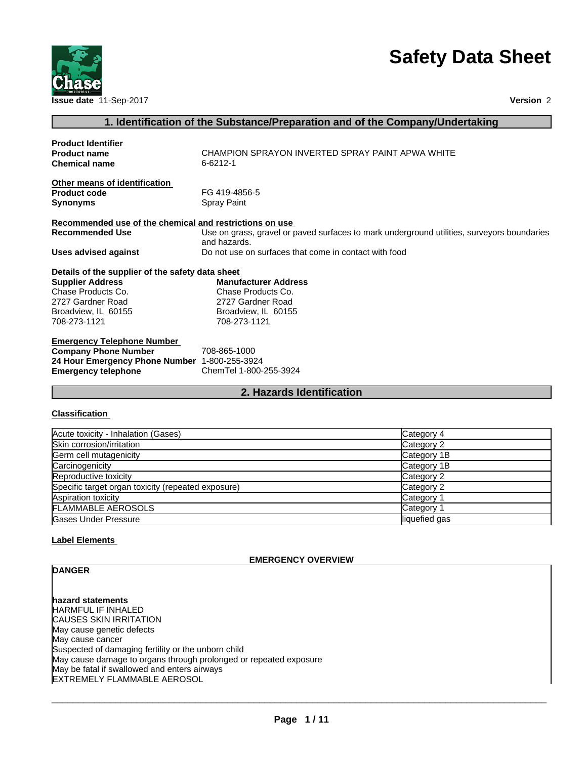# Safety Data Sheet

**Issue date** 11-Sep-2017 **Version** 2

## 1. Identification of the Substance/Preparation and of the Company/Undertaking

**Product Identifier**

| | |
|---|---|
| **Product name** | CHAMPION SPRAYON INVERTED SPRAY PAINT APWA WHITE |
| **Chemical name** | 6-6212-1 |

**Other means of identification**

| | |
|---|---|
| **Product code** | FG 419-4856-5 |
| **Synonyms** | Spray Paint |

**Recommended use of the chemical and restrictions on use**

| | |
|---|---|
| **Recommended Use** | Use on grass, gravel or paved surfaces to mark underground utilities, surveyors boundaries and hazards. |
| **Uses advised against** | Do not use on surfaces that come in contact with food |

**Details of the supplier of the safety data sheet**

| **Supplier Address** | **Manufacturer Address** |
|---|---|
| Chase Products Co.<br>2727 Gardner Road<br>Broadview, IL 60155<br>708-273-1121 | Chase Products Co.<br>2727 Gardner Road<br>Broadview, IL 60155<br>708-273-1121 |

**Emergency Telephone Number**

| | |
|---|---|
| **Company Phone Number** | 708-865-1000 |
| **24 Hour Emergency Phone Number** | 1-800-255-3924 |
| **Emergency telephone** | ChemTel 1-800-255-3924 |

## 2. Hazards Identification

**Classification**

| | |
|---|---|
| Acute toxicity - Inhalation (Gases) | Category 4 |
| Skin corrosion/irritation | Category 2 |
| Germ cell mutagenicity | Category 1B |
| Carcinogenicity | Category 1B |
| Reproductive toxicity | Category 2 |
| Specific target organ toxicity (repeated exposure) | Category 2 |
| Aspiration toxicity | Category 1 |
| FLAMMABLE AEROSOLS | Category 1 |
| Gases Under Pressure | liquefied gas |

**Label Elements**

**EMERGENCY OVERVIEW**

**DANGER**

**hazard statements**

HARMFUL IF INHALED
CAUSES SKIN IRRITATION
May cause genetic defects
May cause cancer
Suspected of damaging fertility or the unborn child
May cause damage to organs through prolonged or repeated exposure
May be fatal if swallowed and enters airways
EXTREMELY FLAMMABLE AEROSOL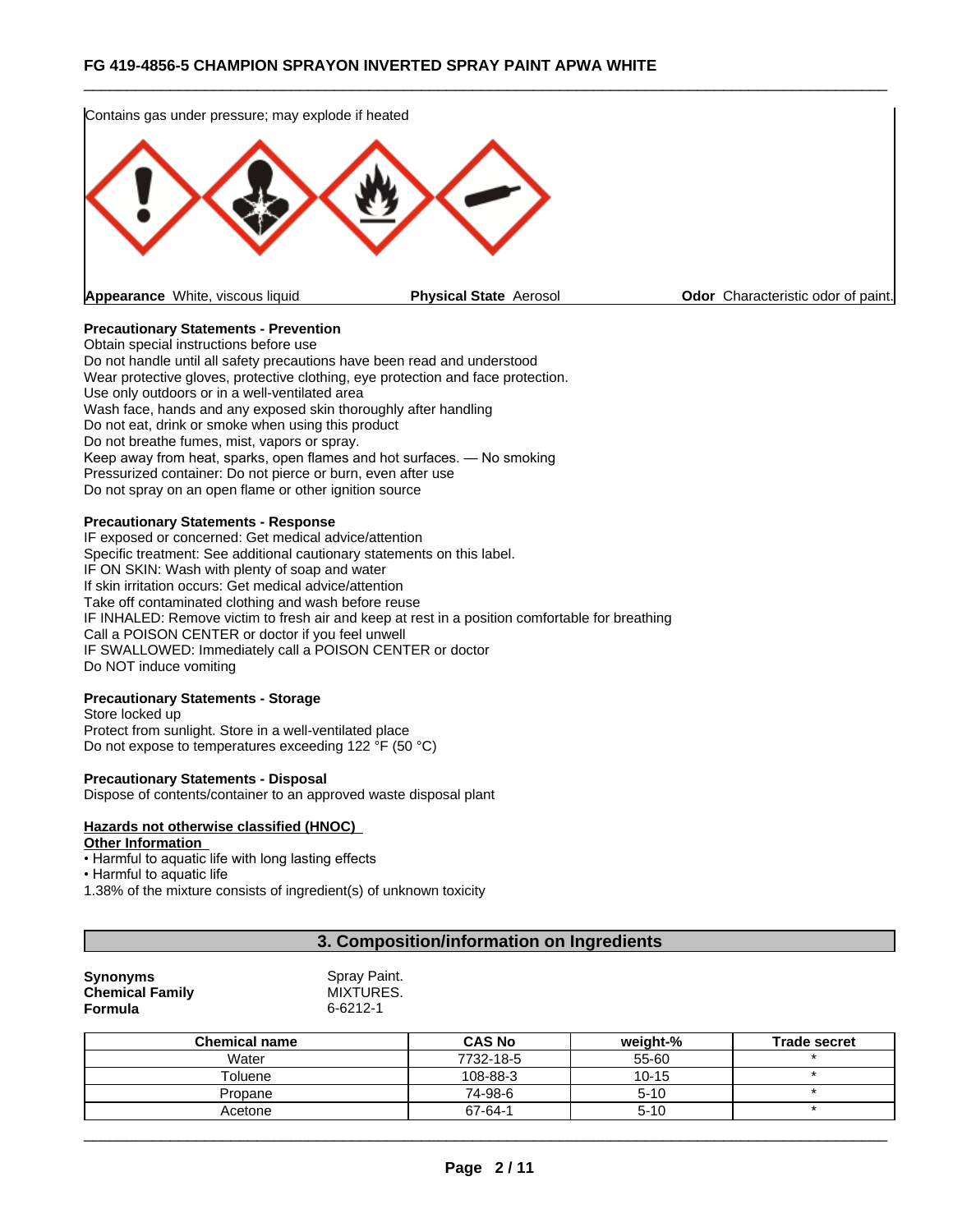Contains gas under pressure; may explode if heated

**Appearance** White, viscous liquid **Physical State** Aerosol **Odor** Characteristic odor of paint.

**Precautionary Statements - Prevention**
Obtain special instructions before use
Do not handle until all safety precautions have been read and understood
Wear protective gloves, protective clothing, eye protection and face protection.
Use only outdoors or in a well-ventilated area
Wash face, hands and any exposed skin thoroughly after handling
Do not eat, drink or smoke when using this product
Do not breathe fumes, mist, vapors or spray.
Keep away from heat, sparks, open flames and hot surfaces. — No smoking
Pressurized container: Do not pierce or burn, even after use
Do not spray on an open flame or other ignition source

**Precautionary Statements - Response**
IF exposed or concerned: Get medical advice/attention
Specific treatment: See additional cautionary statements on this label.
IF ON SKIN: Wash with plenty of soap and water
If skin irritation occurs: Get medical advice/attention
Take off contaminated clothing and wash before reuse
IF INHALED: Remove victim to fresh air and keep at rest in a position comfortable for breathing
Call a POISON CENTER or doctor if you feel unwell
IF SWALLOWED: Immediately call a POISON CENTER or doctor
Do NOT induce vomiting

**Precautionary Statements - Storage**
Store locked up
Protect from sunlight. Store in a well-ventilated place
Do not expose to temperatures exceeding 122 °F (50 °C)

**Precautionary Statements - Disposal**
Dispose of contents/container to an approved waste disposal plant

**Hazards not otherwise classified (HNOC)**

**Other Information**
- Harmful to aquatic life with long lasting effects
- Harmful to aquatic life

1.38% of the mixture consists of ingredient(s) of unknown toxicity

## 3. Composition/information on Ingredients

**Synonyms** Spray Paint.
**Chemical Family** MIXTURES.
**Formula** 6-6212-1

| Chemical name | CAS No | weight-% | Trade secret |
|---|---|---|---|
| Water | 7732-18-5 | 55-60 | * |
| Toluene | 108-88-3 | 10-15 | * |
| Propane | 74-98-6 | 5-10 | * |
| Acetone | 67-64-1 | 5-10 | * |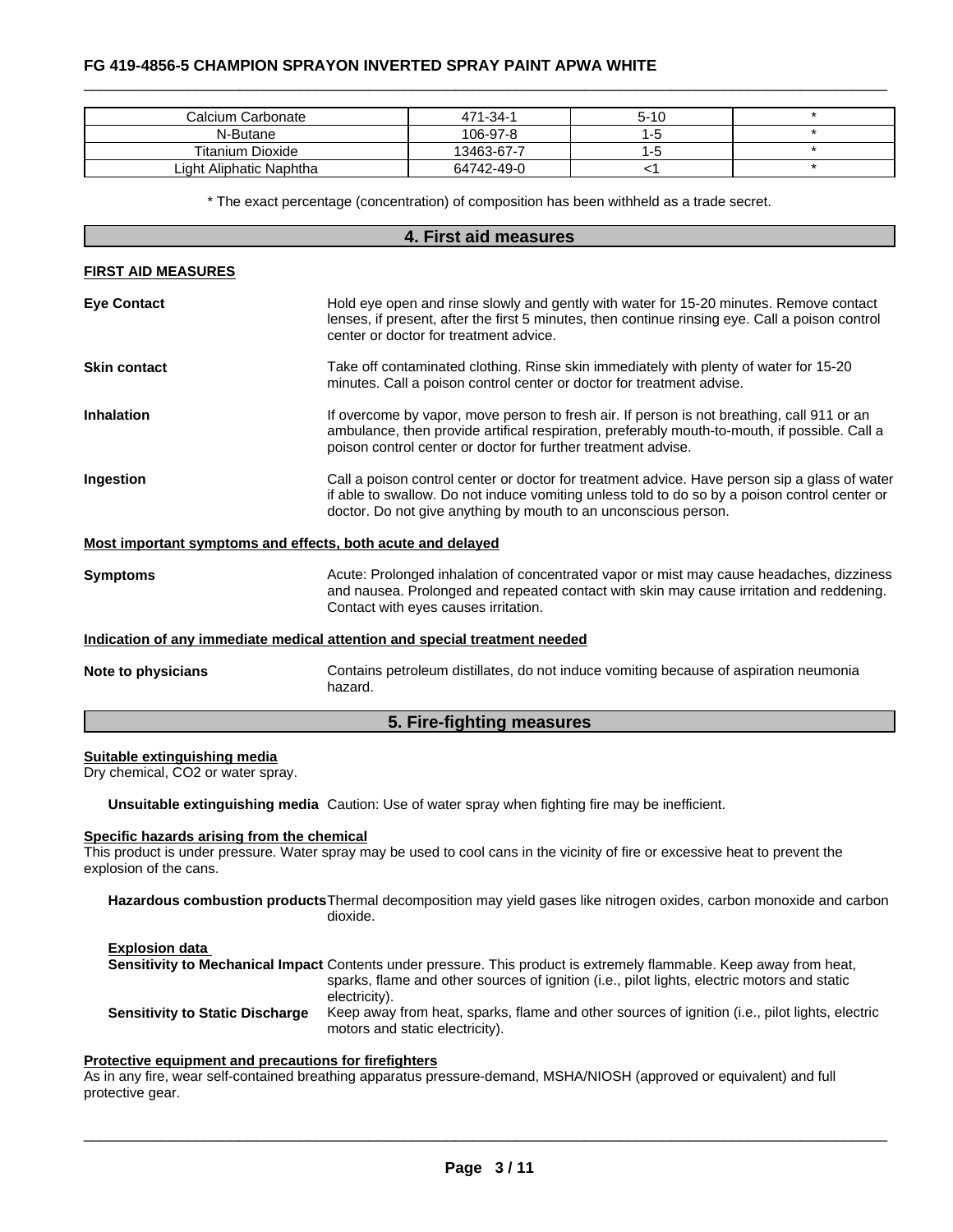| Calcium Carbonate | 471-34-1 | 5-10 | * |
|---|---|---|---|
| N-Butane | 106-97-8 | 1-5 | * |
| Titanium Dioxide | 13463-67-7 | 1-5 | * |
| Light Aliphatic Naphtha | 64742-49-0 | <1 | * |

* The exact percentage (concentration) of composition has been withheld as a trade secret.

## 4. First aid measures

**FIRST AID MEASURES**

**Eye Contact** Hold eye open and rinse slowly and gently with water for 15-20 minutes. Remove contact lenses, if present, after the first 5 minutes, then continue rinsing eye. Call a poison control center or doctor for treatment advice.

**Skin contact** Take off contaminated clothing. Rinse skin immediately with plenty of water for 15-20 minutes. Call a poison control center or doctor for treatment advise.

**Inhalation** If overcome by vapor, move person to fresh air. If person is not breathing, call 911 or an ambulance, then provide artifical respiration, preferably mouth-to-mouth, if possible. Call a poison control center or doctor for further treatment advise.

**Ingestion** Call a poison control center or doctor for treatment advice. Have person sip a glass of water if able to swallow. Do not induce vomiting unless told to do so by a poison control center or doctor. Do not give anything by mouth to an unconscious person.

**Most important symptoms and effects, both acute and delayed**

**Symptoms** Acute: Prolonged inhalation of concentrated vapor or mist may cause headaches, dizziness and nausea. Prolonged and repeated contact with skin may cause irritation and reddening. Contact with eyes causes irritation.

**Indication of any immediate medical attention and special treatment needed**

**Note to physicians** Contains petroleum distillates, do not induce vomiting because of aspiration neumonia hazard.

## 5. Fire-fighting measures

**Suitable extinguishing media**
Dry chemical, $CO_2$ or water spray.

**Unsuitable extinguishing media** Caution: Use of water spray when fighting fire may be inefficient.

**Specific hazards arising from the chemical**
This product is under pressure. Water spray may be used to cool cans in the vicinity of fire or excessive heat to prevent the explosion of the cans.

**Hazardous combustion products** Thermal decomposition may yield gases like nitrogen oxides, carbon monoxide and carbon dioxide.

**Explosion data**
**Sensitivity to Mechanical Impact** Contents under pressure. This product is extremely flammable. Keep away from heat, sparks, flame and other sources of ignition (i.e., pilot lights, electric motors and static electricity).
**Sensitivity to Static Discharge** Keep away from heat, sparks, flame and other sources of ignition (i.e., pilot lights, electric motors and static electricity).

**Protective equipment and precautions for firefighters**
As in any fire, wear self-contained breathing apparatus pressure-demand, MSHA/NIOSH (approved or equivalent) and full protective gear.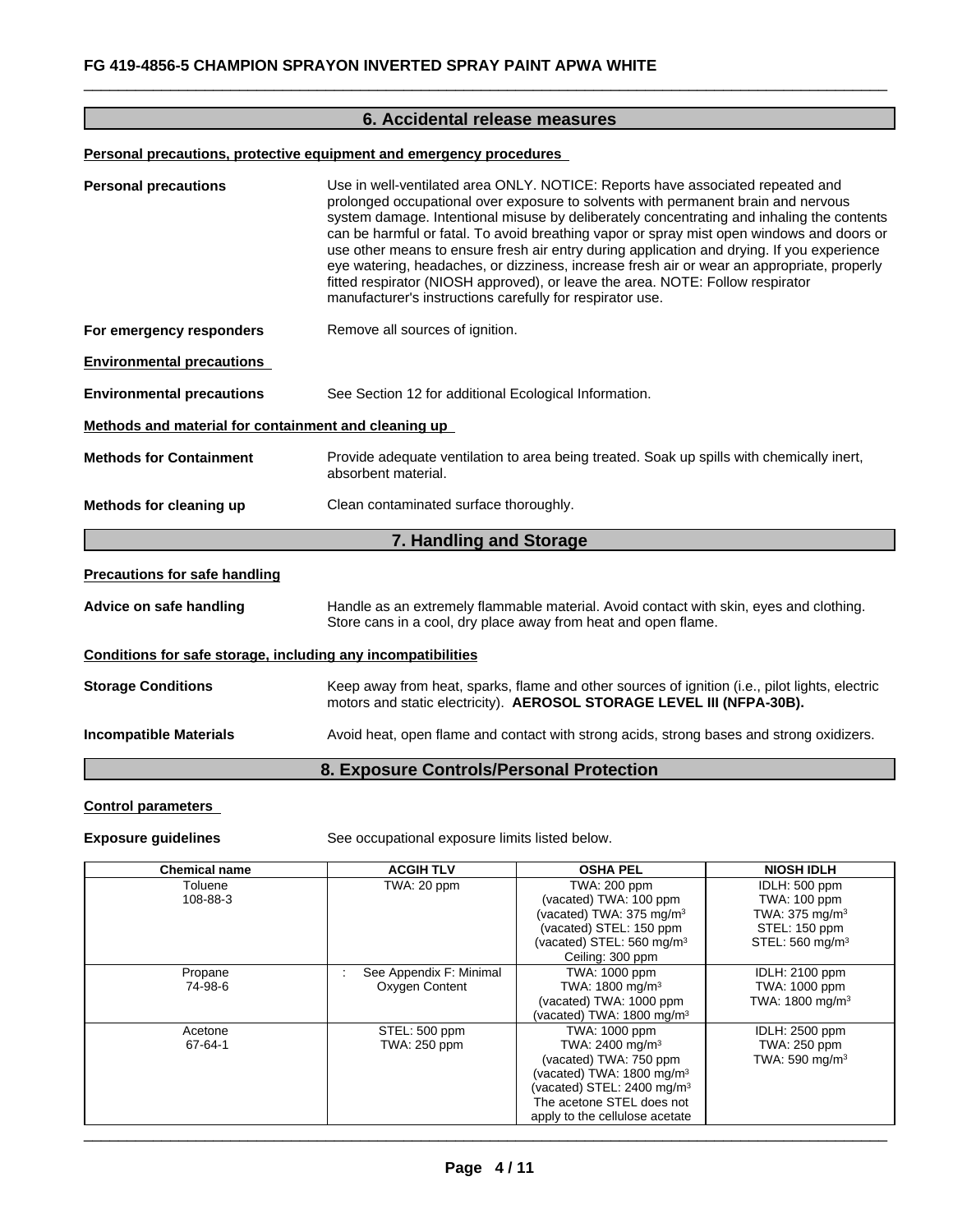## 6. Accidental release measures

**Personal precautions, protective equipment and emergency procedures**

**Personal precautions** Use in well-ventilated area ONLY. NOTICE: Reports have associated repeated and prolonged occupational over exposure to solvents with permanent brain and nervous system damage. Intentional misuse by deliberately concentrating and inhaling the contents can be harmful or fatal. To avoid breathing vapor or spray mist open windows and doors or use other means to ensure fresh air entry during application and drying. If you experience eye watering, headaches, or dizziness, increase fresh air or wear an appropriate, properly fitted respirator (NIOSH approved), or leave the area. NOTE: Follow respirator manufacturer's instructions carefully for respirator use.

**For emergency responders** Remove all sources of ignition.

**Environmental precautions**

**Environmental precautions** See Section 12 for additional Ecological Information.

**Methods and material for containment and cleaning up**

**Methods for Containment** Provide adequate ventilation to area being treated. Soak up spills with chemically inert, absorbent material.

**Methods for cleaning up** Clean contaminated surface thoroughly.

## 7. Handling and Storage

**Precautions for safe handling**

**Advice on safe handling** Handle as an extremely flammable material. Avoid contact with skin, eyes and clothing. Store cans in a cool, dry place away from heat and open flame.

**Conditions for safe storage, including any incompatibilities**

**Storage Conditions** Keep away from heat, sparks, flame and other sources of ignition (i.e., pilot lights, electric motors and static electricity). **AEROSOL STORAGE LEVEL III (NFPA-30B).**

**Incompatible Materials** Avoid heat, open flame and contact with strong acids, strong bases and strong oxidizers.

## 8. Exposure Controls/Personal Protection

**Control parameters**

**Exposure guidelines** See occupational exposure limits listed below.

| Chemical name | ACGIH TLV | OSHA PEL | NIOSH IDLH |
|---|---|---|---|
| Toluene<br>108-88-3 | TWA: 20 ppm | TWA: 200 ppm<br>(vacated) TWA: 100 ppm<br>(vacated) TWA: 375 mg/m$^3$<br>(vacated) STEL: 150 ppm<br>(vacated) STEL: 560 mg/m$^3$<br>Ceiling: 300 ppm | IDLH: 500 ppm<br>TWA: 100 ppm<br>TWA: 375 mg/m$^3$<br>STEL: 150 ppm<br>STEL: 560 mg/m$^3$ |
| Propane<br>74-98-6 | : See Appendix F: Minimal Oxygen Content | TWA: 1000 ppm<br>TWA: 1800 mg/m$^3$<br>(vacated) TWA: 1000 ppm<br>(vacated) TWA: 1800 mg/m$^3$ | IDLH: 2100 ppm<br>TWA: 1000 ppm<br>TWA: 1800 mg/m$^3$ |
| Acetone<br>67-64-1 | STEL: 500 ppm<br>TWA: 250 ppm | TWA: 1000 ppm<br>TWA: 2400 mg/m$^3$<br>(vacated) TWA: 750 ppm<br>(vacated) TWA: 1800 mg/m$^3$<br>(vacated) STEL: 2400 mg/m$^3$<br>The acetone STEL does not apply to the cellulose acetate | IDLH: 2500 ppm<br>TWA: 250 ppm<br>TWA: 590 mg/m$^3$ |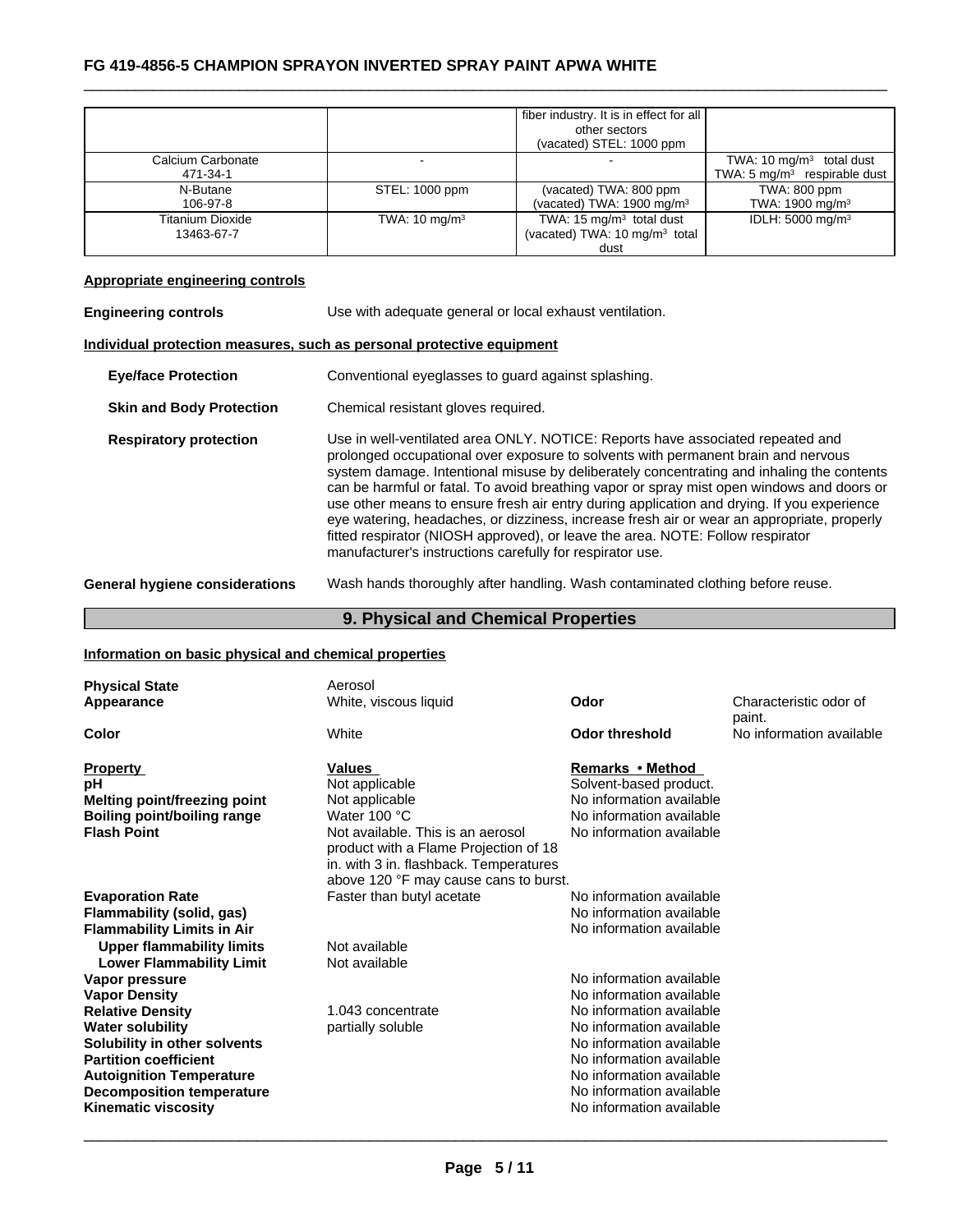| | | fiber industry. It is in effect for all other sectors (vacated) STEL: 1000 ppm | |
|---|---|---|---|
| Calcium Carbonate 471-34-1 | - | - | TWA: 10 mg/m³ total dust TWA: 5 mg/m³ respirable dust |
| N-Butane 106-97-8 | STEL: 1000 ppm | (vacated) TWA: 800 ppm (vacated) TWA: 1900 mg/m³ | TWA: 800 ppm TWA: 1900 mg/m³ |
| Titanium Dioxide 13463-67-7 | TWA: 10 mg/m³ | TWA: 15 mg/m³ total dust (vacated) TWA: 10 mg/m³ total dust | IDLH: 5000 mg/m³ |

**Appropriate engineering controls**

**Engineering controls** Use with adequate general or local exhaust ventilation.

**Individual protection measures, such as personal protective equipment**

**Eye/face Protection** Conventional eyeglasses to guard against splashing.

**Skin and Body Protection** Chemical resistant gloves required.

**Respiratory protection** Use in well-ventilated area ONLY. NOTICE: Reports have associated repeated and prolonged occupational over exposure to solvents with permanent brain and nervous system damage. Intentional misuse by deliberately concentrating and inhaling the contents can be harmful or fatal. To avoid breathing vapor or spray mist open windows and doors or use other means to ensure fresh air entry during application and drying. If you experience eye watering, headaches, or dizziness, increase fresh air or wear an appropriate, properly fitted respirator (NIOSH approved), or leave the area. NOTE: Follow respirator manufacturer's instructions carefully for respirator use.

**General hygiene considerations** Wash hands thoroughly after handling. Wash contaminated clothing before reuse.

## 9. Physical and Chemical Properties

**Information on basic physical and chemical properties**

**Physical State** Aerosol
**Appearance** White, viscous liquid **Odor** Characteristic odor of paint.
**Color** White **Odor threshold** No information available

| Property | Values | Remarks • Method |
|---|---|---|
| pH | Not applicable | Solvent-based product. |
| Melting point/freezing point | Not applicable | No information available |
| Boiling point/boiling range | Water 100 °C | No information available |
| Flash Point | Not available. This is an aerosol product with a Flame Projection of 18 in. with 3 in. flashback. Temperatures above 120 °F may cause cans to burst. | No information available |
| Evaporation Rate | Faster than butyl acetate | No information available |
| Flammability (solid, gas) | | No information available |
| Flammability Limits in Air | | No information available |
| Upper flammability limits | Not available | |
| Lower Flammability Limit | Not available | |
| Vapor pressure | | No information available |
| Vapor Density | | No information available |
| Relative Density | 1.043 concentrate | No information available |
| Water solubility | partially soluble | No information available |
| Solubility in other solvents | | No information available |
| Partition coefficient | | No information available |
| Autoignition Temperature | | No information available |
| Decomposition temperature | | No information available |
| Kinematic viscosity | | No information available |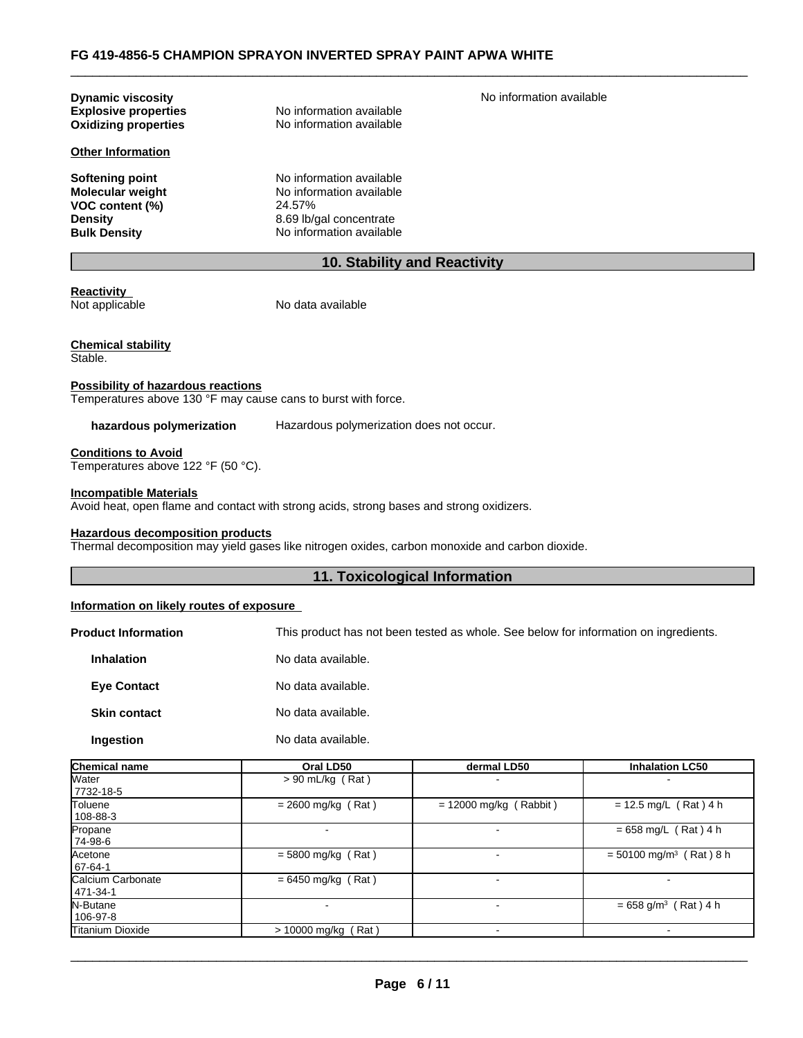**Dynamic viscosity** No information available
**Explosive properties** No information available
**Oxidizing properties** No information available

**Other Information**

**Softening point** No information available
**Molecular weight** No information available
**VOC content (%)** 24.57%
**Density** 8.69 lb/gal concentrate
**Bulk Density** No information available

## 10. Stability and Reactivity

**Reactivity**
Not applicable No data available

**Chemical stability**
Stable.

**Possibility of hazardous reactions**
Temperatures above 130 °F may cause cans to burst with force.

**hazardous polymerization** Hazardous polymerization does not occur.

**Conditions to Avoid**
Temperatures above 122 °F (50 °C).

**Incompatible Materials**
Avoid heat, open flame and contact with strong acids, strong bases and strong oxidizers.

**Hazardous decomposition products**
Thermal decomposition may yield gases like nitrogen oxides, carbon monoxide and carbon dioxide.

## 11. Toxicological Information

**Information on likely routes of exposure**

**Product Information** This product has not been tested as whole. See below for information on ingredients.

**Inhalation** No data available.

**Eye Contact** No data available.

**Skin contact** No data available.

**Ingestion** No data available.

| Chemical name | Oral LD50 | dermal LD50 | Inhalation LC50 |
|---|---|---|---|
| Water 7732-18-5 | > 90 mL/kg ( Rat ) | - | - |
| Toluene 108-88-3 | = 2600 mg/kg ( Rat ) | = 12000 mg/kg ( Rabbit ) | = 12.5 mg/L ( Rat ) 4 h |
| Propane 74-98-6 | - | - | = 658 mg/L ( Rat ) 4 h |
| Acetone 67-64-1 | = 5800 mg/kg ( Rat ) | - | = 50100 mg/m$^3$ ( Rat ) 8 h |
| Calcium Carbonate 471-34-1 | = 6450 mg/kg ( Rat ) | - | - |
| N-Butane 106-97-8 | - | - | = 658 g/m$^3$ ( Rat ) 4 h |
| Titanium Dioxide | > 10000 mg/kg ( Rat ) | - | - |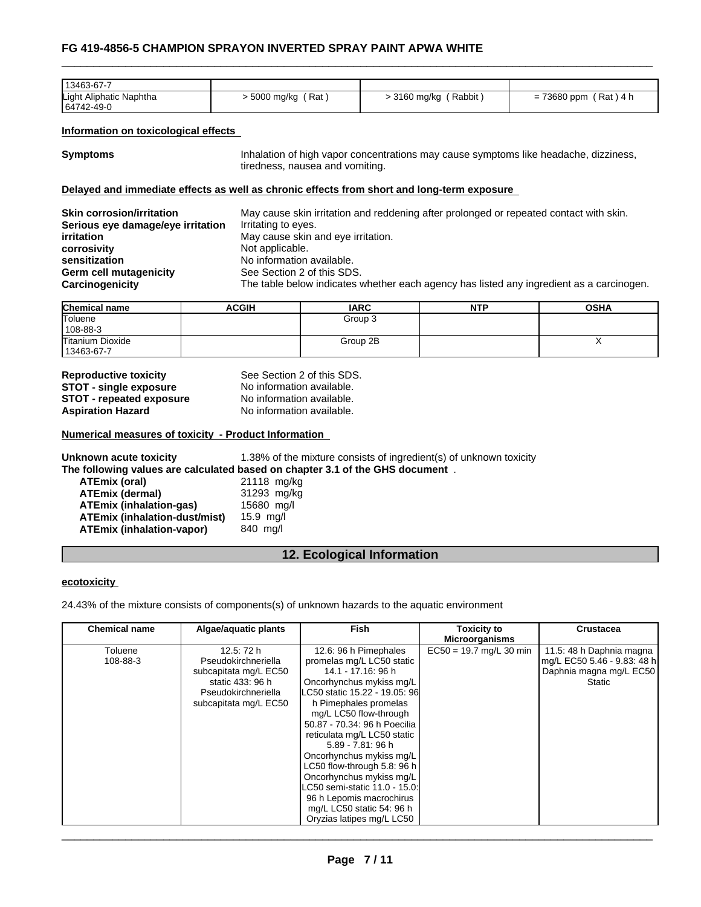| 13463-67-7 | | | |
|---|---|---|---|
| Light Aliphatic Naphtha 64742-49-0 | > 5000 mg/kg ( Rat ) | > 3160 mg/kg ( Rabbit ) | = 73680 ppm ( Rat ) 4 h |

**Information on toxicological effects**

**Symptoms** Inhalation of high vapor concentrations may cause symptoms like headache, dizziness, tiredness, nausea and vomiting.

**Delayed and immediate effects as well as chronic effects from short and long-term exposure**

**Skin corrosion/irritation** May cause skin irritation and reddening after prolonged or repeated contact with skin.
**Serious eye damage/eye irritation** Irritating to eyes.
**irritation** May cause skin and eye irritation.
**corrosivity** Not applicable.
**sensitization** No information available.
**Germ cell mutagenicity** See Section 2 of this SDS.
**Carcinogenicity** The table below indicates whether each agency has listed any ingredient as a carcinogen.

| Chemical name | ACGIH | IARC | NTP | OSHA |
|---|---|---|---|---|
| Toluene 108-88-3 | | Group 3 | | |
| Titanium Dioxide 13463-67-7 | | Group 2B | | X |

**Reproductive toxicity** See Section 2 of this SDS.
**STOT - single exposure** No information available.
**STOT - repeated exposure** No information available.
**Aspiration Hazard** No information available.

**Numerical measures of toxicity - Product Information**

**Unknown acute toxicity** 1.38% of the mixture consists of ingredient(s) of unknown toxicity
**The following values are calculated based on chapter 3.1 of the GHS document** .

**ATEmix (oral)** 21118 mg/kg
**ATEmix (dermal)** 31293 mg/kg
**ATEmix (inhalation-gas)** 15680 mg/l
**ATEmix (inhalation-dust/mist)** 15.9 mg/l
**ATEmix (inhalation-vapor)** 840 mg/l

## 12. Ecological Information

**ecotoxicity**

24.43% of the mixture consists of components(s) of unknown hazards to the aquatic environment

| Chemical name | Algae/aquatic plants | Fish | Toxicity to Microorganisms | Crustacea |
|---|---|---|---|---|
| Toluene 108-88-3 | 12.5: 72 h Pseudokirchneriella subcapitata mg/L EC50 static 433: 96 h Pseudokirchneriella subcapitata mg/L EC50 | 12.6: 96 h Pimephales promelas mg/L LC50 static 14.1 - 17.16: 96 h Oncorhynchus mykiss mg/L LC50 static 15.22 - 19.05: 96 h Pimephales promelas mg/L LC50 flow-through 50.87 - 70.34: 96 h Poecilia reticulata mg/L LC50 static 5.89 - 7.81: 96 h Oncorhynchus mykiss mg/L LC50 flow-through 5.8: 96 h Oncorhynchus mykiss mg/L LC50 semi-static 11.0 - 15.0: 96 h Lepomis macrochirus mg/L LC50 static 54: 96 h Oryzias latipes mg/L LC50 | EC50 = 19.7 mg/L 30 min | 11.5: 48 h Daphnia magna mg/L EC50 5.46 - 9.83: 48 h Daphnia magna mg/L EC50 Static |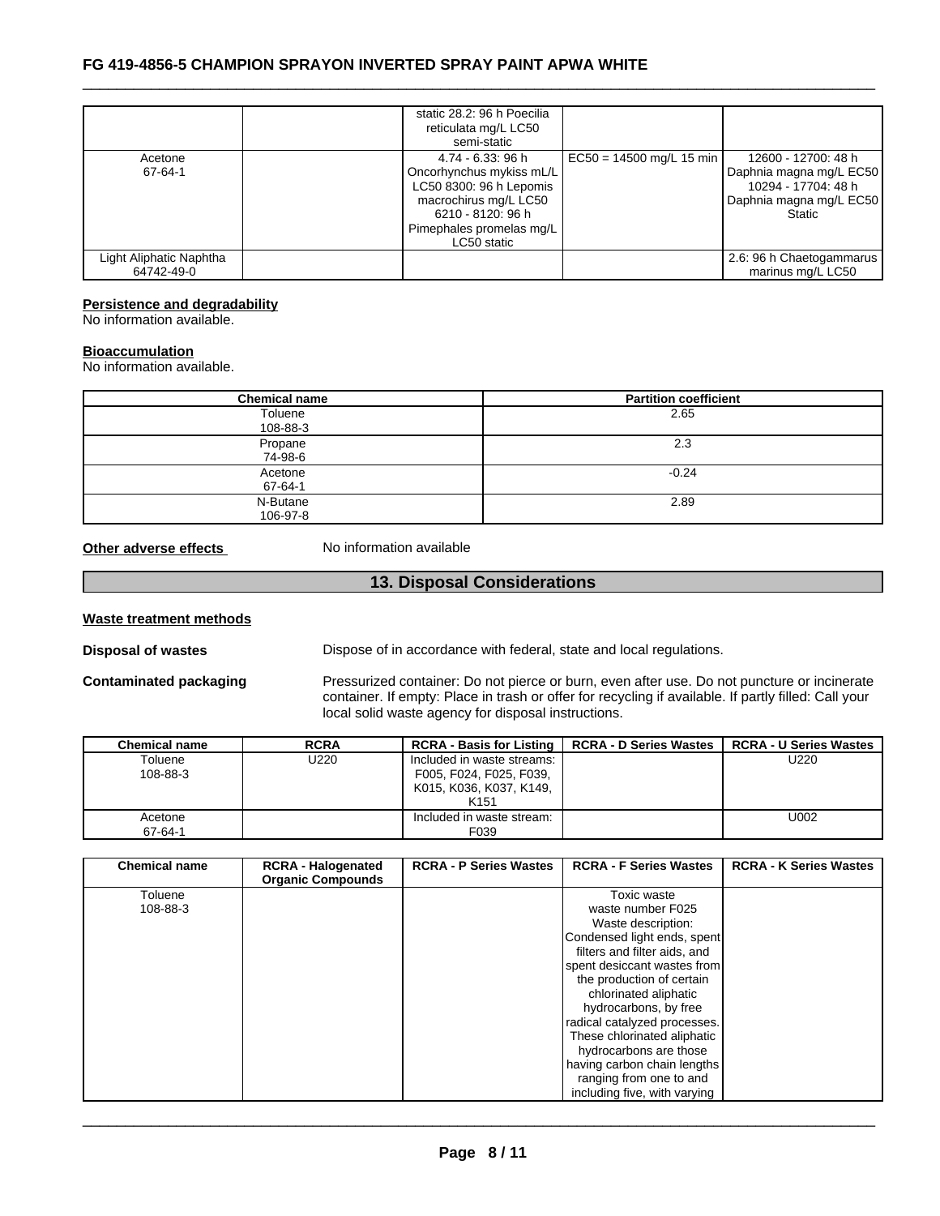| | | static 28.2: 96 h Poecilia reticulata mg/L LC50 semi-static | | |
|---|---|---|---|---|
| Acetone 67-64-1 | | 4.74 - 6.33: 96 h Oncorhynchus mykiss mL/L LC50 8300: 96 h Lepomis macrochirus mg/L LC50 6210 - 8120: 96 h Pimephales promelas mg/L LC50 static | EC50 = 14500 mg/L 15 min | 12600 - 12700: 48 h Daphnia magna mg/L EC50 10294 - 17704: 48 h Daphnia magna mg/L EC50 Static |
| Light Aliphatic Naphtha 64742-49-0 | | | | 2.6: 96 h Chaetogammarus marinus mg/L LC50 |

**Persistence and degradability**
No information available.

**Bioaccumulation**
No information available.

| Chemical name | Partition coefficient |
|---|---|
| Toluene 108-88-3 | 2.65 |
| Propane 74-98-6 | 2.3 |
| Acetone 67-64-1 | -0.24 |
| N-Butane 106-97-8 | 2.89 |

**Other adverse effects** No information available

## 13. Disposal Considerations

**Waste treatment methods**

**Disposal of wastes** Dispose of in accordance with federal, state and local regulations.

**Contaminated packaging** Pressurized container: Do not pierce or burn, even after use. Do not puncture or incinerate container. If empty: Place in trash or offer for recycling if available. If partly filled: Call your local solid waste agency for disposal instructions.

| Chemical name | RCRA | RCRA - Basis for Listing | RCRA - D Series Wastes | RCRA - U Series Wastes |
|---|---|---|---|---|
| Toluene 108-88-3 | U220 | Included in waste streams: F005, F024, F025, F039, K015, K036, K037, K149, K151 | | U220 |
| Acetone 67-64-1 | | Included in waste stream: F039 | | U002 |

| Chemical name | RCRA - Halogenated Organic Compounds | RCRA - P Series Wastes | RCRA - F Series Wastes | RCRA - K Series Wastes |
|---|---|---|---|---|
| Toluene 108-88-3 | | | Toxic waste waste number F025 Waste description: Condensed light ends, spent filters and filter aids, and spent desiccant wastes from the production of certain chlorinated aliphatic hydrocarbons, by free radical catalyzed processes. These chlorinated aliphatic hydrocarbons are those having carbon chain lengths ranging from one to and including five, with varying | |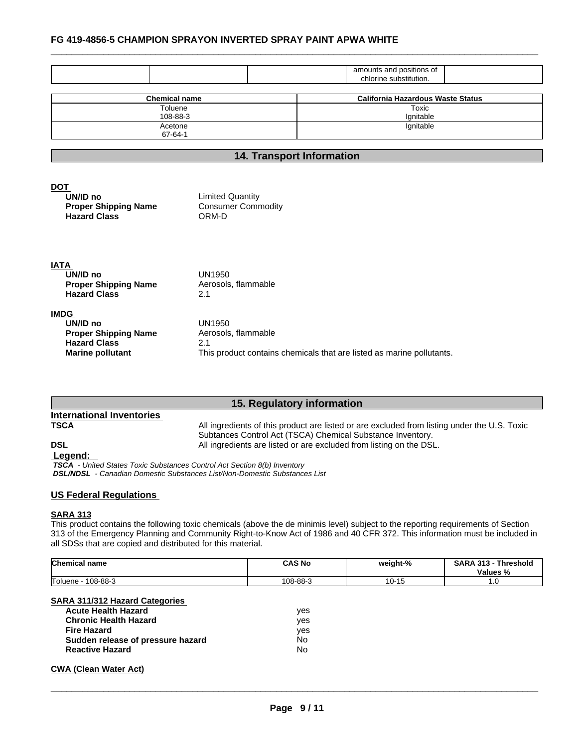| | | | amounts and positions of chlorine substitution. | |
|---|---|---|---|---|

| Chemical name | California Hazardous Waste Status |
|---|---|
| Toluene<br>108-88-3 | Toxic<br>Ignitable |
| Acetone<br>67-64-1 | Ignitable |

## 14. Transport Information

**DOT**

| | |
|---|---|
| **UN/ID no** | Limited Quantity |
| **Proper Shipping Name** | Consumer Commodity |
| **Hazard Class** | ORM-D |

**IATA**

| | |
|---|---|
| **UN/ID no** | UN1950 |
| **Proper Shipping Name** | Aerosols, flammable |
| **Hazard Class** | 2.1 |

**IMDG**

| | |
|---|---|
| **UN/ID no** | UN1950 |
| **Proper Shipping Name** | Aerosols, flammable |
| **Hazard Class** | 2.1 |
| **Marine pollutant** | This product contains chemicals that are listed as marine pollutants. |

## 15. Regulatory information

### International Inventories

**TSCA** All ingredients of this product are listed or are excluded from listing under the U.S. Toxic Subtances Control Act (TSCA) Chemical Substance Inventory.

**DSL** All ingredients are listed or are excluded from listing on the DSL.

**Legend:**

***TSCA*** *- United States Toxic Substances Control Act Section 8(b) Inventory*

***DSL/NDSL*** *- Canadian Domestic Substances List/Non-Domestic Substances List*

### US Federal Regulations

**SARA 313**

This product contains the following toxic chemicals (above the de minimis level) subject to the reporting requirements of Section 313 of the Emergency Planning and Community Right-to-Know Act of 1986 and 40 CFR 372. This information must be included in all SDSs that are copied and distributed for this material.

| Chemical name | CAS No | weight-% | SARA 313 - Threshold Values % |
|---|---|---|---|
| Toluene - 108-88-3 | 108-88-3 | 10-15 | 1.0 |

**SARA 311/312 Hazard Categories**

| | |
|---|---|
| **Acute Health Hazard** | yes |
| **Chronic Health Hazard** | yes |
| **Fire Hazard** | yes |
| **Sudden release of pressure hazard** | No |
| **Reactive Hazard** | No |

**CWA (Clean Water Act)**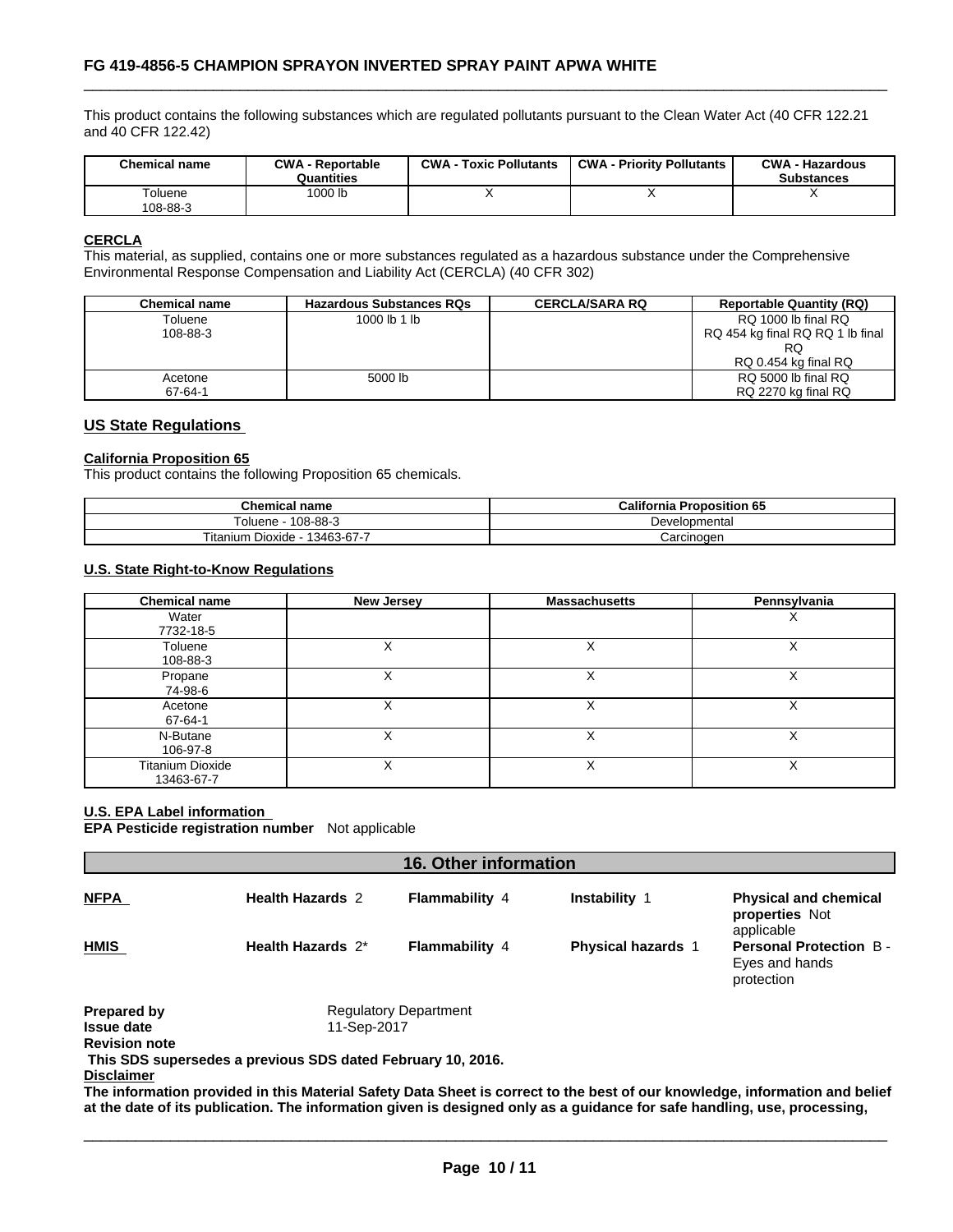This product contains the following substances which are regulated pollutants pursuant to the Clean Water Act (40 CFR 122.21 and 40 CFR 122.42)

| Chemical name | CWA - Reportable Quantities | CWA - Toxic Pollutants | CWA - Priority Pollutants | CWA - Hazardous Substances |
|---|---|---|---|---|
| Toluene 108-88-3 | 1000 lb | X | X | X |

**CERCLA**

This material, as supplied, contains one or more substances regulated as a hazardous substance under the Comprehensive Environmental Response Compensation and Liability Act (CERCLA) (40 CFR 302)

| Chemical name | Hazardous Substances RQs | CERCLA/SARA RQ | Reportable Quantity (RQ) |
|---|---|---|---|
| Toluene 108-88-3 | 1000 lb 1 lb | | RQ 1000 lb final RQ RQ 454 kg final RQ RQ 1 lb final RQ RQ 0.454 kg final RQ |
| Acetone 67-64-1 | 5000 lb | | RQ 5000 lb final RQ RQ 2270 kg final RQ |

## US State Regulations

**California Proposition 65**

This product contains the following Proposition 65 chemicals.

| Chemical name | California Proposition 65 |
|---|---|
| Toluene - 108-88-3 | Developmental |
| Titanium Dioxide - 13463-67-7 | Carcinogen |

**U.S. State Right-to-Know Regulations**

| Chemical name | New Jersey | Massachusetts | Pennsylvania |
|---|---|---|---|
| Water 7732-18-5 | | | X |
| Toluene 108-88-3 | X | X | X |
| Propane 74-98-6 | X | X | X |
| Acetone 67-64-1 | X | X | X |
| N-Butane 106-97-8 | X | X | X |
| Titanium Dioxide 13463-67-7 | X | X | X |

**U.S. EPA Label information**

**EPA Pesticide registration number** Not applicable

## 16. Other information

| | | | | |
|---|---|---|---|---|
| **NFPA** | **Health Hazards** 2 | **Flammability** 4 | **Instability** 1 | **Physical and chemical properties** Not applicable |
| **HMIS** | **Health Hazards** 2* | **Flammability** 4 | **Physical hazards** 1 | **Personal Protection** B - Eyes and hands protection |

**Prepared by** Regulatory Department
**Issue date** 11-Sep-2017
**Revision note**
**This SDS supersedes a previous SDS dated February 10, 2016.**
**Disclaimer**
**The information provided in this Material Safety Data Sheet is correct to the best of our knowledge, information and belief at the date of its publication. The information given is designed only as a guidance for safe handling, use, processing,**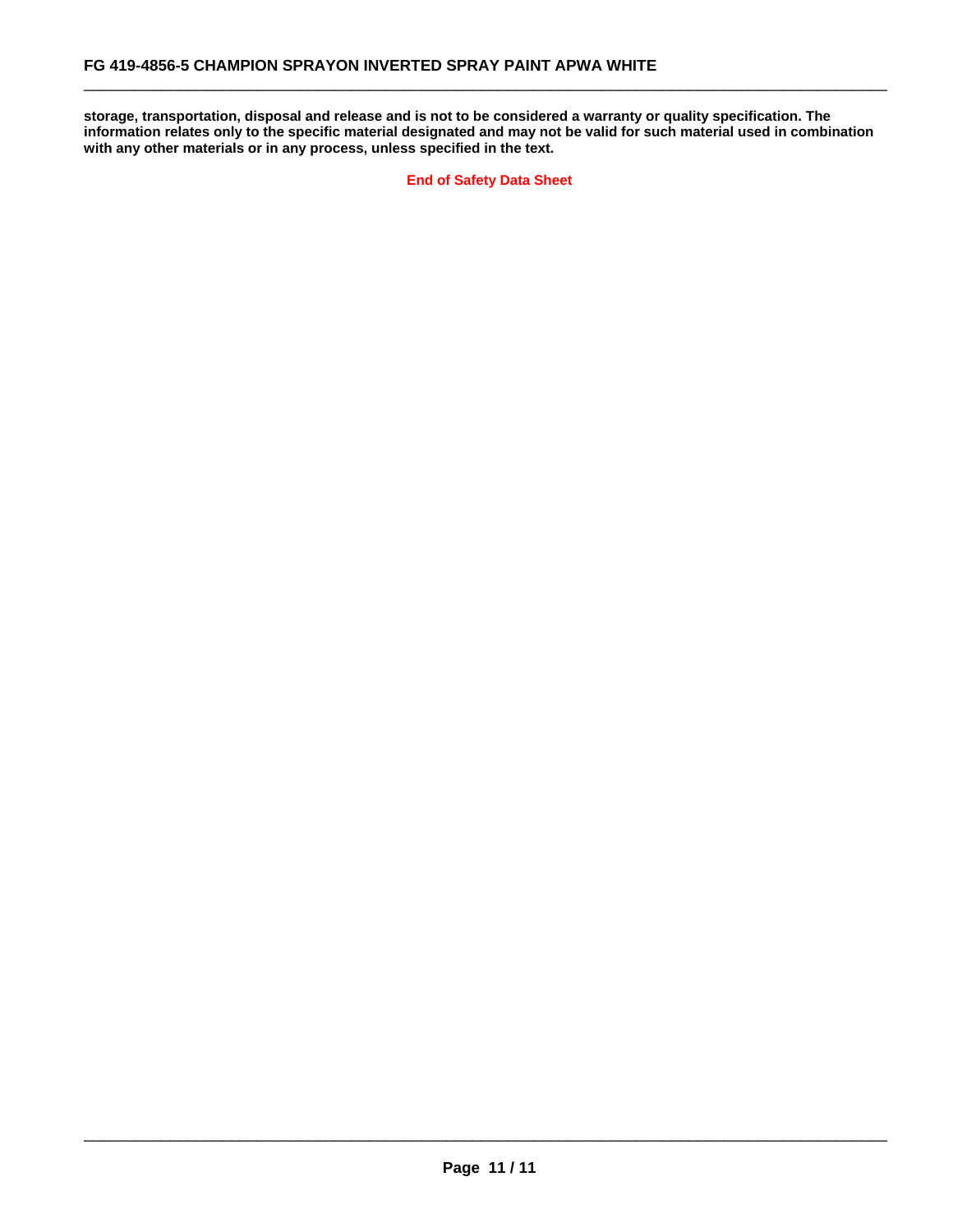**storage, transportation, disposal and release and is not to be considered a warranty or quality specification. The information relates only to the specific material designated and may not be valid for such material used in combination with any other materials or in any process, unless specified in the text.**

**End of Safety Data Sheet**